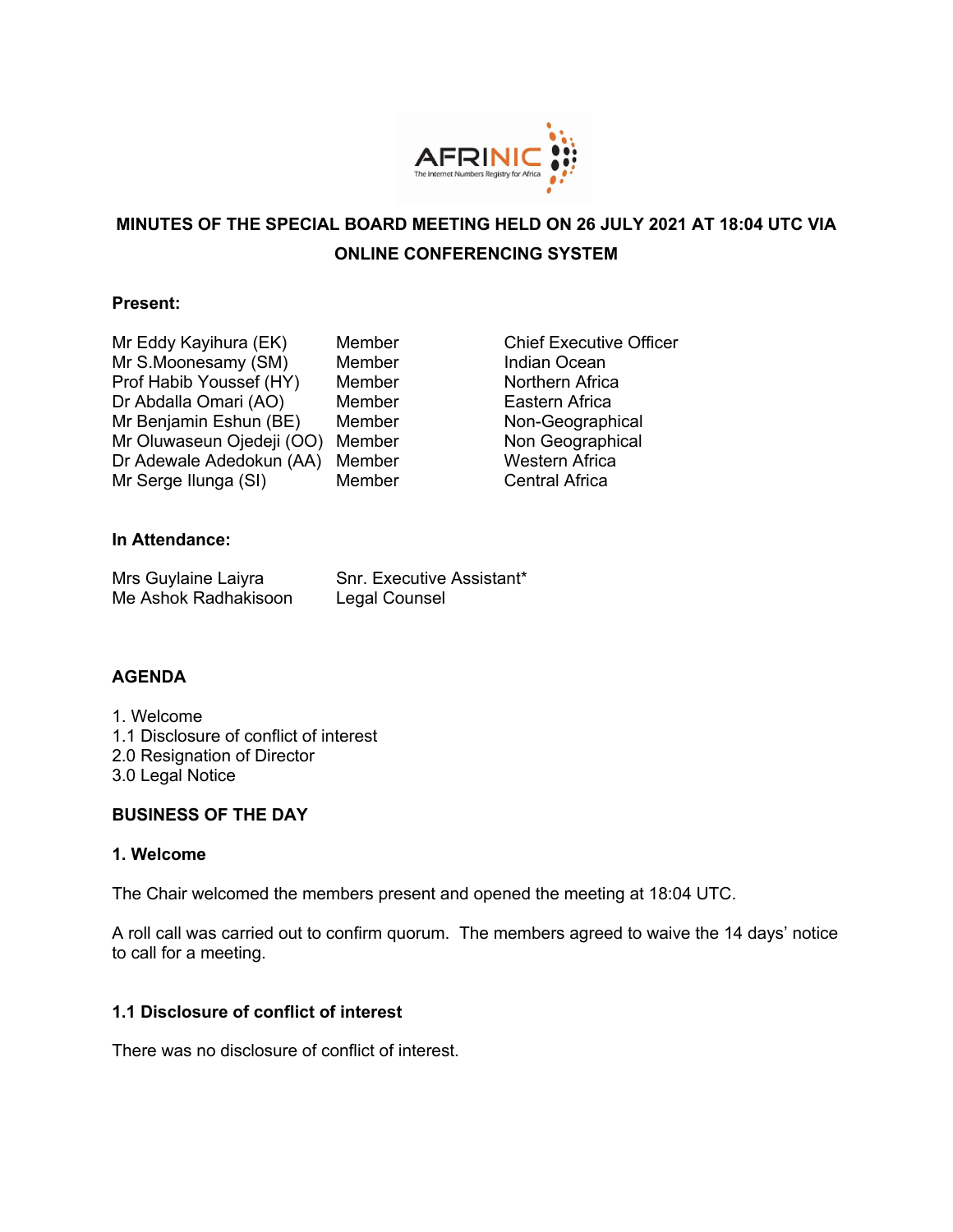# MINUTES OF THE SPECIAL BOARD MEETING HELD ON 26 JULY 2021 AT 18:04 UTC VIA ONLINE CONFERENCING SYSTEM

**Present:**

| | | |
|---|---|---|
| Mr Eddy Kayihura (EK) | Member | Chief Executive Officer |
| Mr S.Moonesamy (SM) | Member | Indian Ocean |
| Prof Habib Youssef (HY) | Member | Northern Africa |
| Dr Abdalla Omari (AO) | Member | Eastern Africa |
| Mr Benjamin Eshun (BE) | Member | Non-Geographical |
| Mr Oluwaseun Ojedeji (OO) | Member | Non Geographical |
| Dr Adewale Adedokun (AA) | Member | Western Africa |
| Mr Serge Ilunga (SI) | Member | Central Africa |

**In Attendance:**

| | |
|---|---|
| Mrs Guylaine Laiyra | Snr. Executive Assistant* |
| Me Ashok Radhakisoon | Legal Counsel |

## AGENDA

1. Welcome
1.1 Disclosure of conflict of interest
2.0 Resignation of Director
3.0 Legal Notice

## BUSINESS OF THE DAY

### 1. Welcome

The Chair welcomed the members present and opened the meeting at 18:04 UTC.

A roll call was carried out to confirm quorum. The members agreed to waive the 14 days' notice to call for a meeting.

### 1.1 Disclosure of conflict of interest

There was no disclosure of conflict of interest.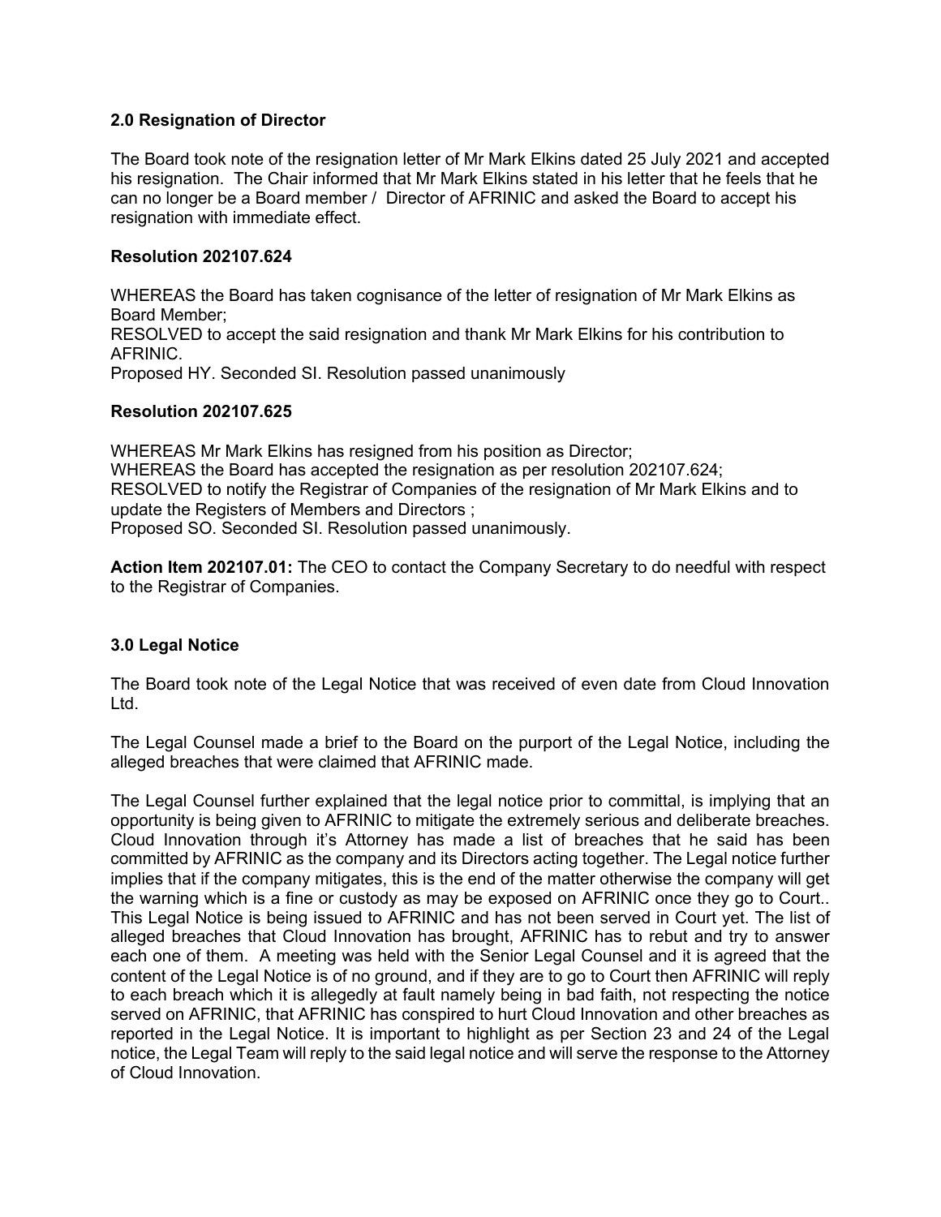## 2.0 Resignation of Director

The Board took note of the resignation letter of Mr Mark Elkins dated 25 July 2021 and accepted his resignation. The Chair informed that Mr Mark Elkins stated in his letter that he feels that he can no longer be a Board member / Director of AFRINIC and asked the Board to accept his resignation with immediate effect.

### Resolution 202107.624

WHEREAS the Board has taken cognisance of the letter of resignation of Mr Mark Elkins as Board Member;
RESOLVED to accept the said resignation and thank Mr Mark Elkins for his contribution to AFRINIC.
Proposed HY. Seconded SI. Resolution passed unanimously

### Resolution 202107.625

WHEREAS Mr Mark Elkins has resigned from his position as Director;
WHEREAS the Board has accepted the resignation as per resolution 202107.624;
RESOLVED to notify the Registrar of Companies of the resignation of Mr Mark Elkins and to update the Registers of Members and Directors ;
Proposed SO. Seconded SI. Resolution passed unanimously.

**Action Item 202107.01:** The CEO to contact the Company Secretary to do needful with respect to the Registrar of Companies.

## 3.0 Legal Notice

The Board took note of the Legal Notice that was received of even date from Cloud Innovation Ltd.

The Legal Counsel made a brief to the Board on the purport of the Legal Notice, including the alleged breaches that were claimed that AFRINIC made.

The Legal Counsel further explained that the legal notice prior to committal, is implying that an opportunity is being given to AFRINIC to mitigate the extremely serious and deliberate breaches. Cloud Innovation through it's Attorney has made a list of breaches that he said has been committed by AFRINIC as the company and its Directors acting together. The Legal notice further implies that if the company mitigates, this is the end of the matter otherwise the company will get the warning which is a fine or custody as may be exposed on AFRINIC once they go to Court.. This Legal Notice is being issued to AFRINIC and has not been served in Court yet. The list of alleged breaches that Cloud Innovation has brought, AFRINIC has to rebut and try to answer each one of them. A meeting was held with the Senior Legal Counsel and it is agreed that the content of the Legal Notice is of no ground, and if they are to go to Court then AFRINIC will reply to each breach which it is allegedly at fault namely being in bad faith, not respecting the notice served on AFRINIC, that AFRINIC has conspired to hurt Cloud Innovation and other breaches as reported in the Legal Notice. It is important to highlight as per Section 23 and 24 of the Legal notice, the Legal Team will reply to the said legal notice and will serve the response to the Attorney of Cloud Innovation.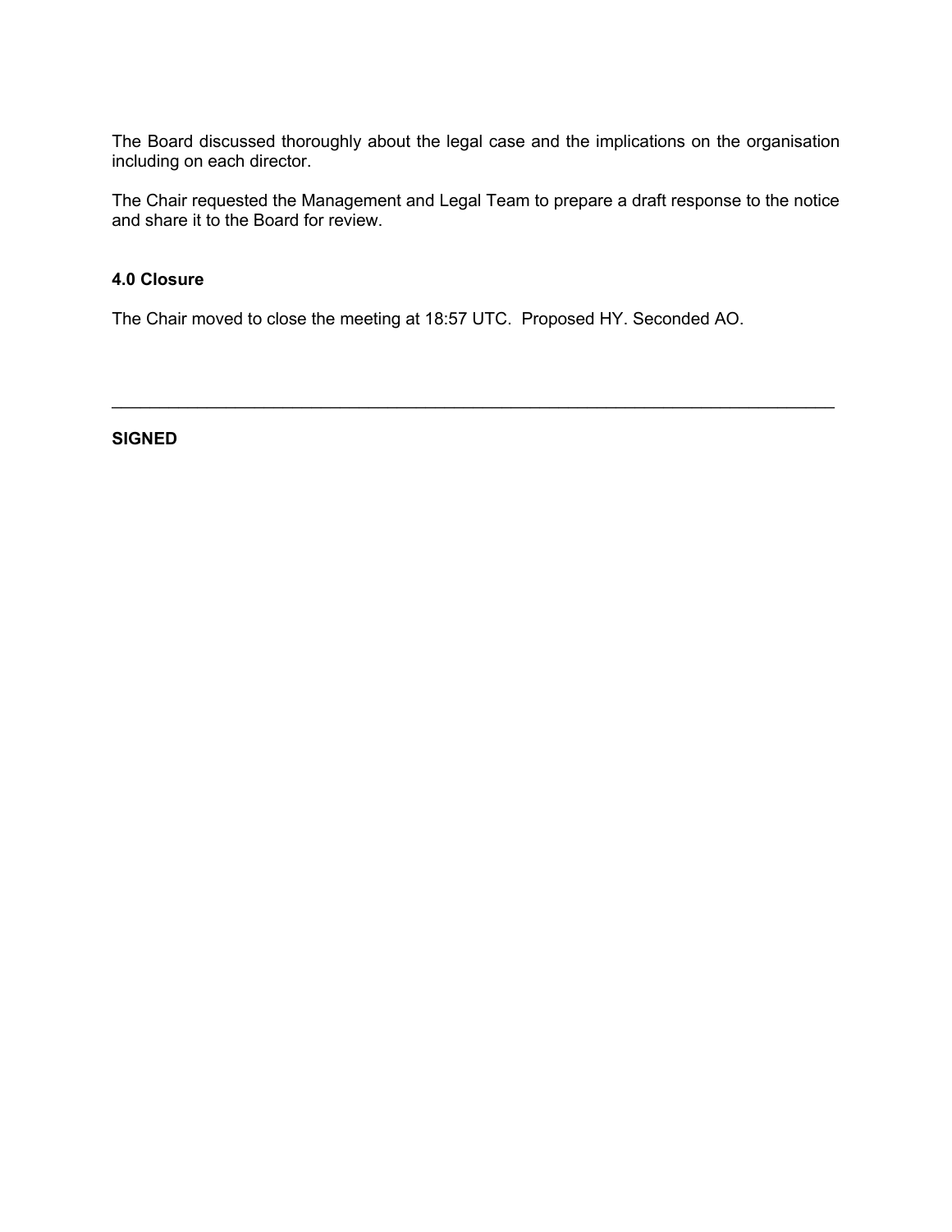The Board discussed thoroughly about the legal case and the implications on the organisation including on each director.

The Chair requested the Management and Legal Team to prepare a draft response to the notice and share it to the Board for review.

### 4.0 Closure

The Chair moved to close the meeting at 18:57 UTC.  Proposed HY. Seconded AO.

---

**SIGNED**